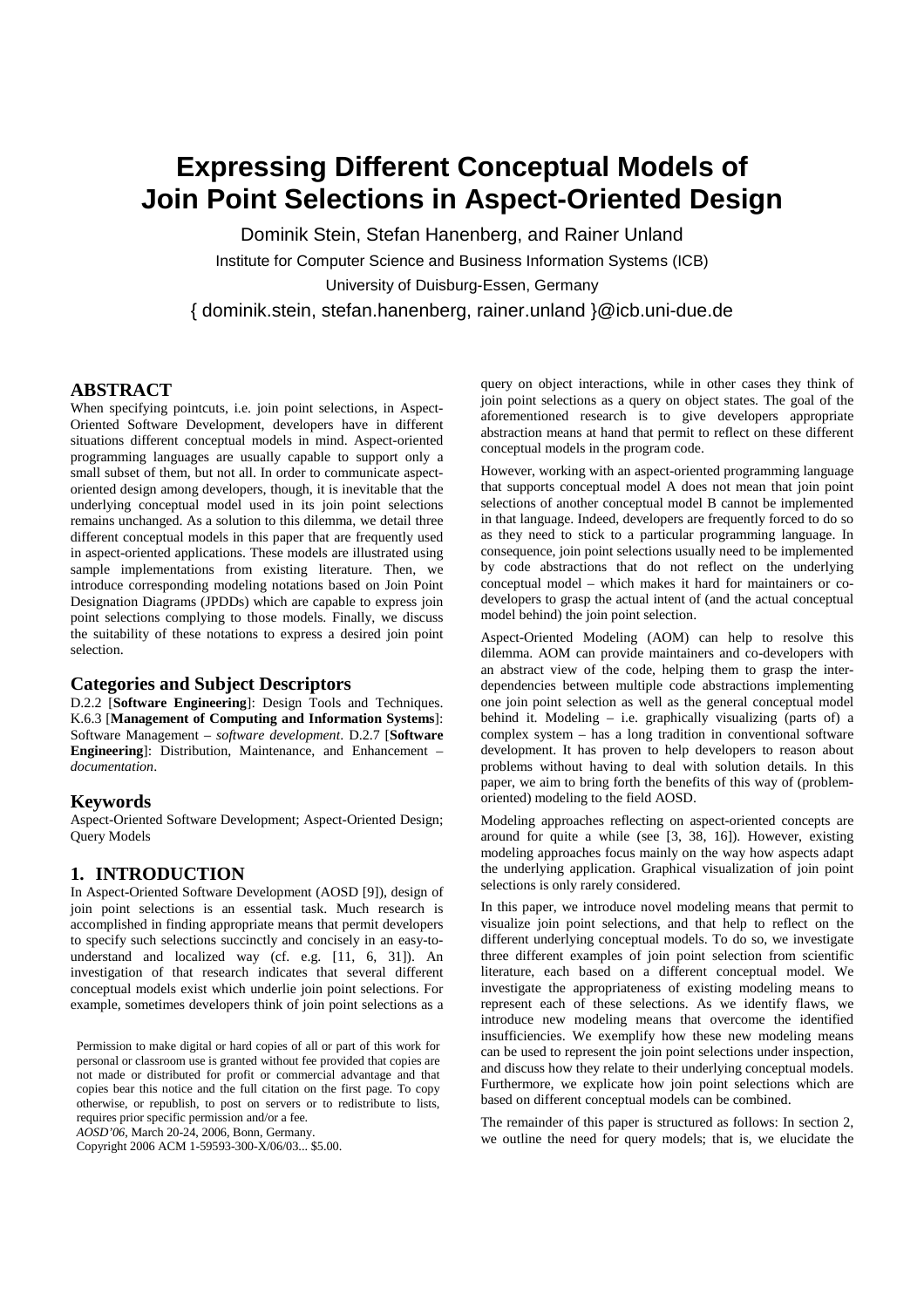# Expressing Different Conceptual Models of Join Point Selections in Aspect-Oriented Design

Dominik Stein, Stefan Hanenberg, and Rainer Unland

Institute for Computer Science and Business Information Systems (ICB)

University of Duisburg-Essen, Germany

{ dominik.stein, stefan.hanenberg, rainer.unland }@icb.uni-due.de

## ABSTRACT

When specifying pointcuts, i.e. join point selections, in Aspect-Oriented Software Development, developers have in different situations different conceptual models in mind. Aspect-oriented programming languages are usually capable to support only a small subset of them, but not all. In order to communicate aspect-oriented design among developers, though, it is inevitable that the underlying conceptual model used in its join point selections remains unchanged. As a solution to this dilemma, we detail three different conceptual models in this paper that are frequently used in aspect-oriented applications. These models are illustrated using sample implementations from existing literature. Then, we introduce corresponding modeling notations based on Join Point Designation Diagrams (JPDDs) which are capable to express join point selections complying to those models. Finally, we discuss the suitability of these notations to express a desired join point selection.

### Categories and Subject Descriptors

D.2.2 [**Software Engineering**]: Design Tools and Techniques. K.6.3 [**Management of Computing and Information Systems**]: Software Management – *software development*. D.2.7 [**Software Engineering**]: Distribution, Maintenance, and Enhancement – *documentation*.

### Keywords

Aspect-Oriented Software Development; Aspect-Oriented Design; Query Models

## 1. INTRODUCTION

In Aspect-Oriented Software Development (AOSD [9]), design of join point selections is an essential task. Much research is accomplished in finding appropriate means that permit developers to specify such selections succinctly and concisely in an easy-to-understand and localized way (cf. e.g. [11, 6, 31]). An investigation of that research indicates that several different conceptual models exist which underlie join point selections. For example, sometimes developers think of join point selections as a query on object interactions, while in other cases they think of join point selections as a query on object states. The goal of the aforementioned research is to give developers appropriate abstraction means at hand that permit to reflect on these different conceptual models in the program code.

However, working with an aspect-oriented programming language that supports conceptual model A does not mean that join point selections of another conceptual model B cannot be implemented in that language. Indeed, developers are frequently forced to do so as they need to stick to a particular programming language. In consequence, join point selections usually need to be implemented by code abstractions that do not reflect on the underlying conceptual model – which makes it hard for maintainers or co-developers to grasp the actual intent of (and the actual conceptual model behind) the join point selection.

Aspect-Oriented Modeling (AOM) can help to resolve this dilemma. AOM can provide maintainers and co-developers with an abstract view of the code, helping them to grasp the inter-dependencies between multiple code abstractions implementing one join point selection as well as the general conceptual model behind it. Modeling – i.e. graphically visualizing (parts of) a complex system – has a long tradition in conventional software development. It has proven to help developers to reason about problems without having to deal with solution details. In this paper, we aim to bring forth the benefits of this way of (problem-oriented) modeling to the field AOSD.

Modeling approaches reflecting on aspect-oriented concepts are around for quite a while (see [3, 38, 16]). However, existing modeling approaches focus mainly on the way how aspects adapt the underlying application. Graphical visualization of join point selections is only rarely considered.

In this paper, we introduce novel modeling means that permit to visualize join point selections, and that help to reflect on the different underlying conceptual models. To do so, we investigate three different examples of join point selection from scientific literature, each based on a different conceptual model. We investigate the appropriateness of existing modeling means to represent each of these selections. As we identify flaws, we introduce new modeling means that overcome the identified insufficiencies. We exemplify how these new modeling means can be used to represent the join point selections under inspection, and discuss how they relate to their underlying conceptual models. Furthermore, we explicate how join point selections which are based on different conceptual models can be combined.

The remainder of this paper is structured as follows: In section 2, we outline the need for query models; that is, we elucidate the

Permission to make digital or hard copies of all or part of this work for personal or classroom use is granted without fee provided that copies are not made or distributed for profit or commercial advantage and that copies bear this notice and the full citation on the first page. To copy otherwise, or republish, to post on servers or to redistribute to lists, requires prior specific permission and/or a fee.
*AOSD'06*, March 20-24, 2006, Bonn, Germany.
Copyright 2006 ACM 1-59593-300-X/06/03... $5.00.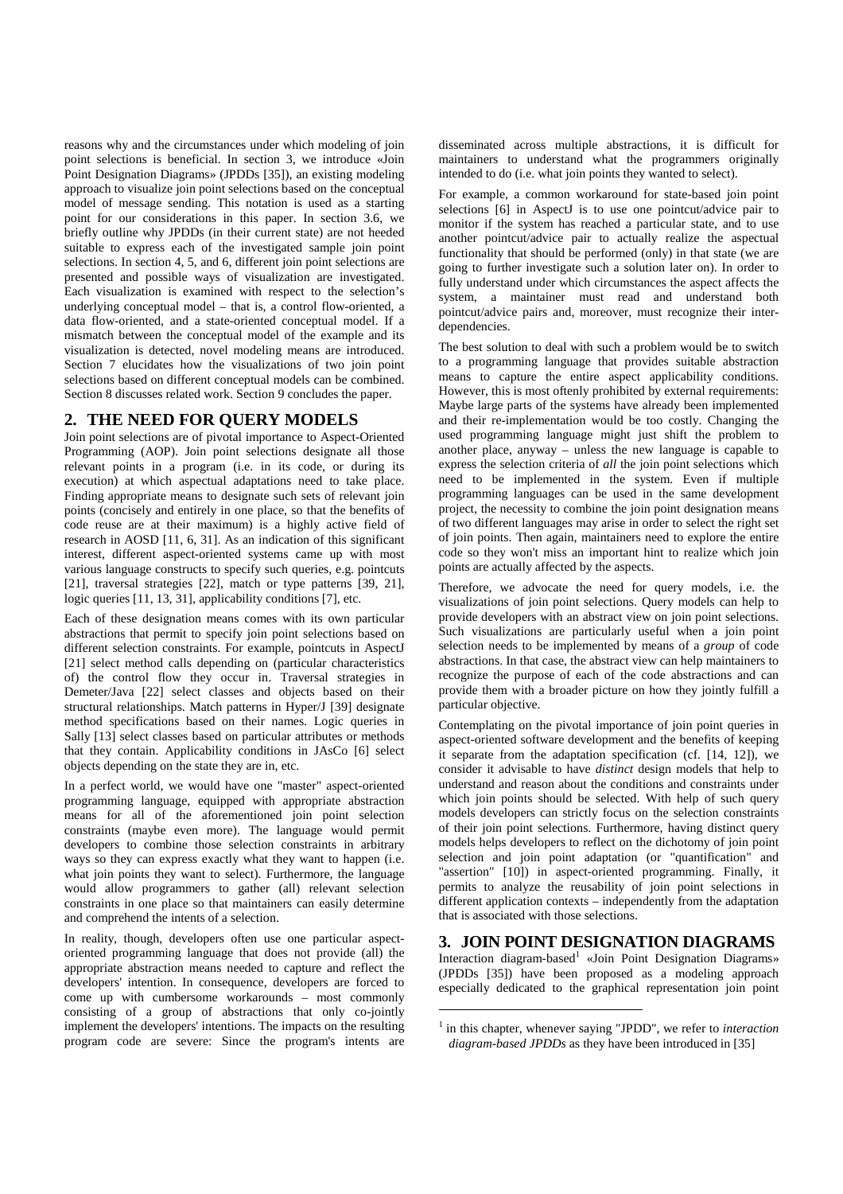reasons why and the circumstances under which modeling of join point selections is beneficial. In section 3, we introduce «Join Point Designation Diagrams» (JPDDs [35]), an existing modeling approach to visualize join point selections based on the conceptual model of message sending. This notation is used as a starting point for our considerations in this paper. In section 3.6, we briefly outline why JPDDs (in their current state) are not heeded suitable to express each of the investigated sample join point selections. In section 4, 5, and 6, different join point selections are presented and possible ways of visualization are investigated. Each visualization is examined with respect to the selection's underlying conceptual model – that is, a control flow-oriented, a data flow-oriented, and a state-oriented conceptual model. If a mismatch between the conceptual model of the example and its visualization is detected, novel modeling means are introduced. Section 7 elucidates how the visualizations of two join point selections based on different conceptual models can be combined. Section 8 discusses related work. Section 9 concludes the paper.

## 2. THE NEED FOR QUERY MODELS

Join point selections are of pivotal importance to Aspect-Oriented Programming (AOP). Join point selections designate all those relevant points in a program (i.e. in its code, or during its execution) at which aspectual adaptations need to take place. Finding appropriate means to designate such sets of relevant join points (concisely and entirely in one place, so that the benefits of code reuse are at their maximum) is a highly active field of research in AOSD [11, 6, 31]. As an indication of this significant interest, different aspect-oriented systems came up with most various language constructs to specify such queries, e.g. pointcuts [21], traversal strategies [22], match or type patterns [39, 21], logic queries [11, 13, 31], applicability conditions [7], etc.

Each of these designation means comes with its own particular abstractions that permit to specify join point selections based on different selection constraints. For example, pointcuts in AspectJ [21] select method calls depending on (particular characteristics of) the control flow they occur in. Traversal strategies in Demeter/Java [22] select classes and objects based on their structural relationships. Match patterns in Hyper/J [39] designate method specifications based on their names. Logic queries in Sally [13] select classes based on particular attributes or methods that they contain. Applicability conditions in JAsCo [6] select objects depending on the state they are in, etc.

In a perfect world, we would have one "master" aspect-oriented programming language, equipped with appropriate abstraction means for all of the aforementioned join point selection constraints (maybe even more). The language would permit developers to combine those selection constraints in arbitrary ways so they can express exactly what they want to happen (i.e. what join points they want to select). Furthermore, the language would allow programmers to gather (all) relevant selection constraints in one place so that maintainers can easily determine and comprehend the intents of a selection.

In reality, though, developers often use one particular aspect-oriented programming language that does not provide (all) the appropriate abstraction means needed to capture and reflect the developers' intention. In consequence, developers are forced to come up with cumbersome workarounds – most commonly consisting of a group of abstractions that only co-jointly implement the developers' intentions. The impacts on the resulting program code are severe: Since the program's intents are disseminated across multiple abstractions, it is difficult for maintainers to understand what the programmers originally intended to do (i.e. what join points they wanted to select).

For example, a common workaround for state-based join point selections [6] in AspectJ is to use one pointcut/advice pair to monitor if the system has reached a particular state, and to use another pointcut/advice pair to actually realize the aspectual functionality that should be performed (only) in that state (we are going to further investigate such a solution later on). In order to fully understand under which circumstances the aspect affects the system, a maintainer must read and understand both pointcut/advice pairs and, moreover, must recognize their inter-dependencies.

The best solution to deal with such a problem would be to switch to a programming language that provides suitable abstraction means to capture the entire aspect applicability conditions. However, this is most oftenly prohibited by external requirements: Maybe large parts of the systems have already been implemented and their re-implementation would be too costly. Changing the used programming language might just shift the problem to another place, anyway – unless the new language is capable to express the selection criteria of *all* the join point selections which need to be implemented in the system. Even if multiple programming languages can be used in the same development project, the necessity to combine the join point designation means of two different languages may arise in order to select the right set of join points. Then again, maintainers need to explore the entire code so they won't miss an important hint to realize which join points are actually affected by the aspects.

Therefore, we advocate the need for query models, i.e. the visualizations of join point selections. Query models can help to provide developers with an abstract view on join point selections. Such visualizations are particularly useful when a join point selection needs to be implemented by means of a *group* of code abstractions. In that case, the abstract view can help maintainers to recognize the purpose of each of the code abstractions and can provide them with a broader picture on how they jointly fulfill a particular objective.

Contemplating on the pivotal importance of join point queries in aspect-oriented software development and the benefits of keeping it separate from the adaptation specification (cf. [14, 12]), we consider it advisable to have *distinct* design models that help to understand and reason about the conditions and constraints under which join points should be selected. With help of such query models developers can strictly focus on the selection constraints of their join point selections. Furthermore, having distinct query models helps developers to reflect on the dichotomy of join point selection and join point adaptation (or "quantification" and "assertion" [10]) in aspect-oriented programming. Finally, it permits to analyze the reusability of join point selections in different application contexts – independently from the adaptation that is associated with those selections.

## 3. JOIN POINT DESIGNATION DIAGRAMS

Interaction diagram-based[1] «Join Point Designation Diagrams» (JPDDs [35]) have been proposed as a modeling approach especially dedicated to the graphical representation join point

[1] in this chapter, whenever saying "JPDD", we refer to *interaction diagram-based JPDDs* as they have been introduced in [35]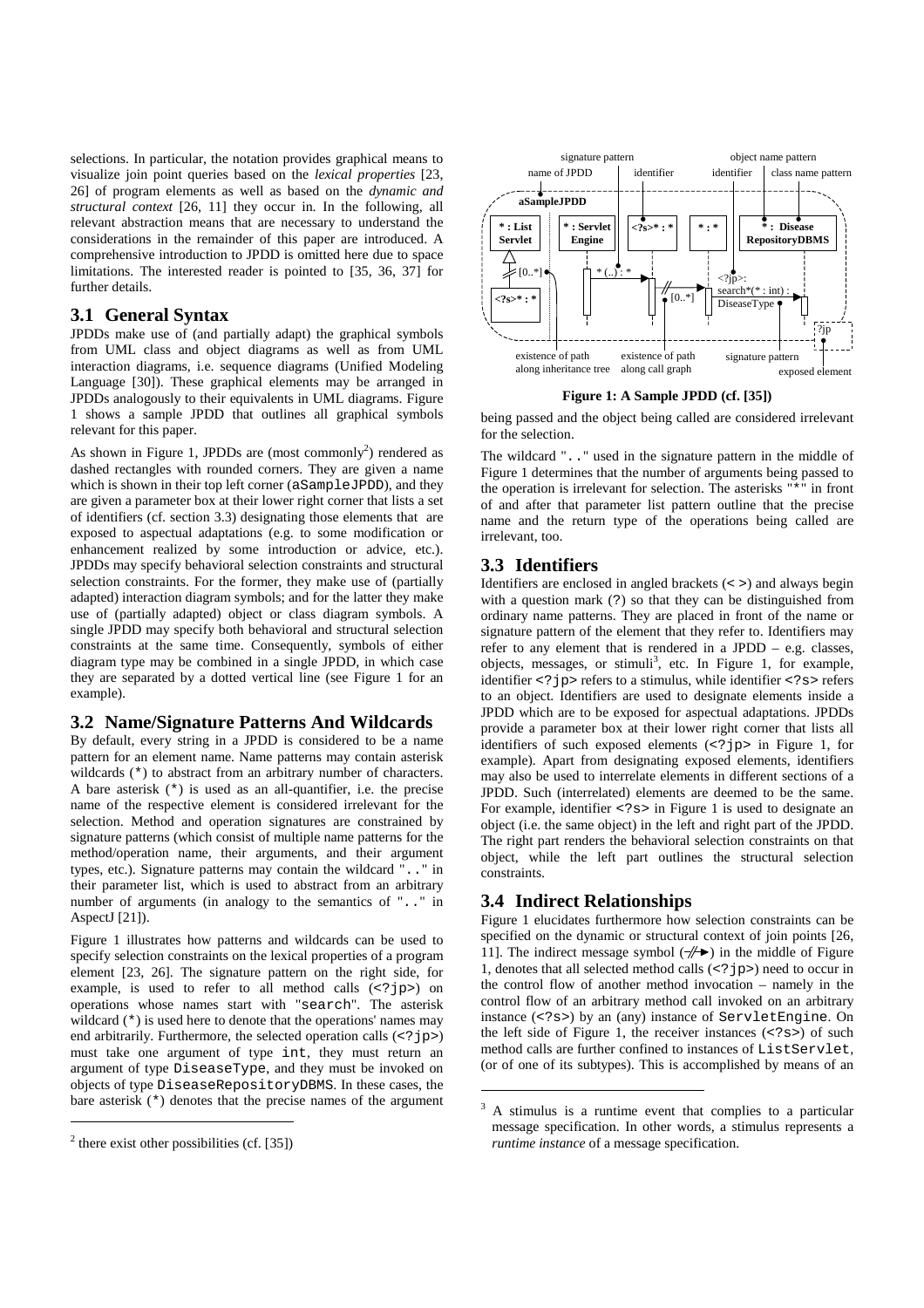selections. In particular, the notation provides graphical means to visualize join point queries based on the *lexical properties* [23, 26] of program elements as well as based on the *dynamic and structural context* [26, 11] they occur in. In the following, all relevant abstraction means that are necessary to understand the considerations in the remainder of this paper are introduced. A comprehensive introduction to JPDD is omitted here due to space limitations. The interested reader is pointed to [35, 36, 37] for further details.

## 3.1 General Syntax

JPDDs make use of (and partially adapt) the graphical symbols from UML class and object diagrams as well as from UML interaction diagrams, i.e. sequence diagrams (Unified Modeling Language [30]). These graphical elements may be arranged in JPDDs analogously to their equivalents in UML diagrams. Figure 1 shows a sample JPDD that outlines all graphical symbols relevant for this paper.

As shown in Figure 1, JPDDs are (most commonly[2]) rendered as dashed rectangles with rounded corners. They are given a name which is shown in their top left corner (aSampleJPDD), and they are given a parameter box at their lower right corner that lists a set of identifiers (cf. section 3.3) designating those elements that are exposed to aspectual adaptations (e.g. to some modification or enhancement realized by some introduction or advice, etc.). JPDDs may specify behavioral selection constraints and structural selection constraints. For the former, they make use of (partially adapted) interaction diagram symbols; and for the latter they make use of (partially adapted) object or class diagram symbols. A single JPDD may specify both behavioral and structural selection constraints at the same time. Consequently, symbols of either diagram type may be combined in a single JPDD, in which case they are separated by a dotted vertical line (see Figure 1 for an example).

## 3.2 Name/Signature Patterns And Wildcards

By default, every string in a JPDD is considered to be a name pattern for an element name. Name patterns may contain asterisk wildcards (*) to abstract from an arbitrary number of characters. A bare asterisk (*) is used as an all-quantifier, i.e. the precise name of the respective element is considered irrelevant for the selection. Method and operation signatures are constrained by signature patterns (which consist of multiple name patterns for the method/operation name, their arguments, and their argument types, etc.). Signature patterns may contain the wildcard ".." in their parameter list, which is used to abstract from an arbitrary number of arguments (in analogy to the semantics of ".." in AspectJ [21]).

Figure 1 illustrates how patterns and wildcards can be used to specify selection constraints on the lexical properties of a program element [23, 26]. The signature pattern on the right side, for example, is used to refer to all method calls (<?jp>) on operations whose names start with "search". The asterisk wildcard (*) is used here to denote that the operations' names may end arbitrarily. Furthermore, the selected operation calls (<?jp>) must take one argument of type int, they must return an argument of type DiseaseType, and they must be invoked on objects of type DiseaseRepositoryDBMS. In these cases, the bare asterisk (*) denotes that the precise names of the argument being passed and the object being called are considered irrelevant for the selection.

signature pattern
name of JPDD
identifier
object name pattern
identifier
class name pattern
aSampleJPDD
* : List Servlet
* : Servlet Engine
<?s>* : *
* : *
* : Disease RepositoryDBMS
[0..*]
<?s>* : *
* (..) : *
[0..*]
<?jp>: search*(* : int) : DiseaseType
?jp
existence of path along inheritance tree
existence of path along call graph
signature pattern
exposed element

**Figure 1: A Sample JPDD (cf. [35])**

The wildcard ".." used in the signature pattern in the middle of Figure 1 determines that the number of arguments being passed to the operation is irrelevant for selection. The asterisks "*" in front of and after that parameter list pattern outline that the precise name and the return type of the operations being called are irrelevant, too.

## 3.3 Identifiers

Identifiers are enclosed in angled brackets (< >) and always begin with a question mark (?) so that they can be distinguished from ordinary name patterns. They are placed in front of the name or signature pattern of the element that they refer to. Identifiers may refer to any element that is rendered in a JPDD – e.g. classes, objects, messages, or stimuli[3], etc. In Figure 1, for example, identifier <?jp> refers to a stimulus, while identifier <?s> refers to an object. Identifiers are used to designate elements inside a JPDD which are to be exposed for aspectual adaptations. JPDDs provide a parameter box at their lower right corner that lists all identifiers of such exposed elements (<?jp> in Figure 1, for example). Apart from designating exposed elements, identifiers may also be used to interrelate elements in different sections of a JPDD. Such (interrelated) elements are deemed to be the same. For example, identifier <?s> in Figure 1 is used to designate an object (i.e. the same object) in the left and right part of the JPDD. The right part renders the behavioral selection constraints on that object, while the left part outlines the structural selection constraints.

## 3.4 Indirect Relationships

Figure 1 elucidates furthermore how selection constraints can be specified on the dynamic or structural context of join points [26, 11]. The indirect message symbol (-//->) in the middle of Figure 1, denotes that all selected method calls (<?jp>) need to occur in the control flow of another method invocation – namely in the control flow of an arbitrary method call invoked on an arbitrary instance (<?s>) by an (any) instance of ServletEngine. On the left side of Figure 1, the receiver instances (<?s>) of such method calls are further confined to instances of ListServlet, (or of one of its subtypes). This is accomplished by means of an

[2] there exist other possibilities (cf. [35])

[3] A stimulus is a runtime event that complies to a particular message specification. In other words, a stimulus represents a *runtime instance* of a message specification.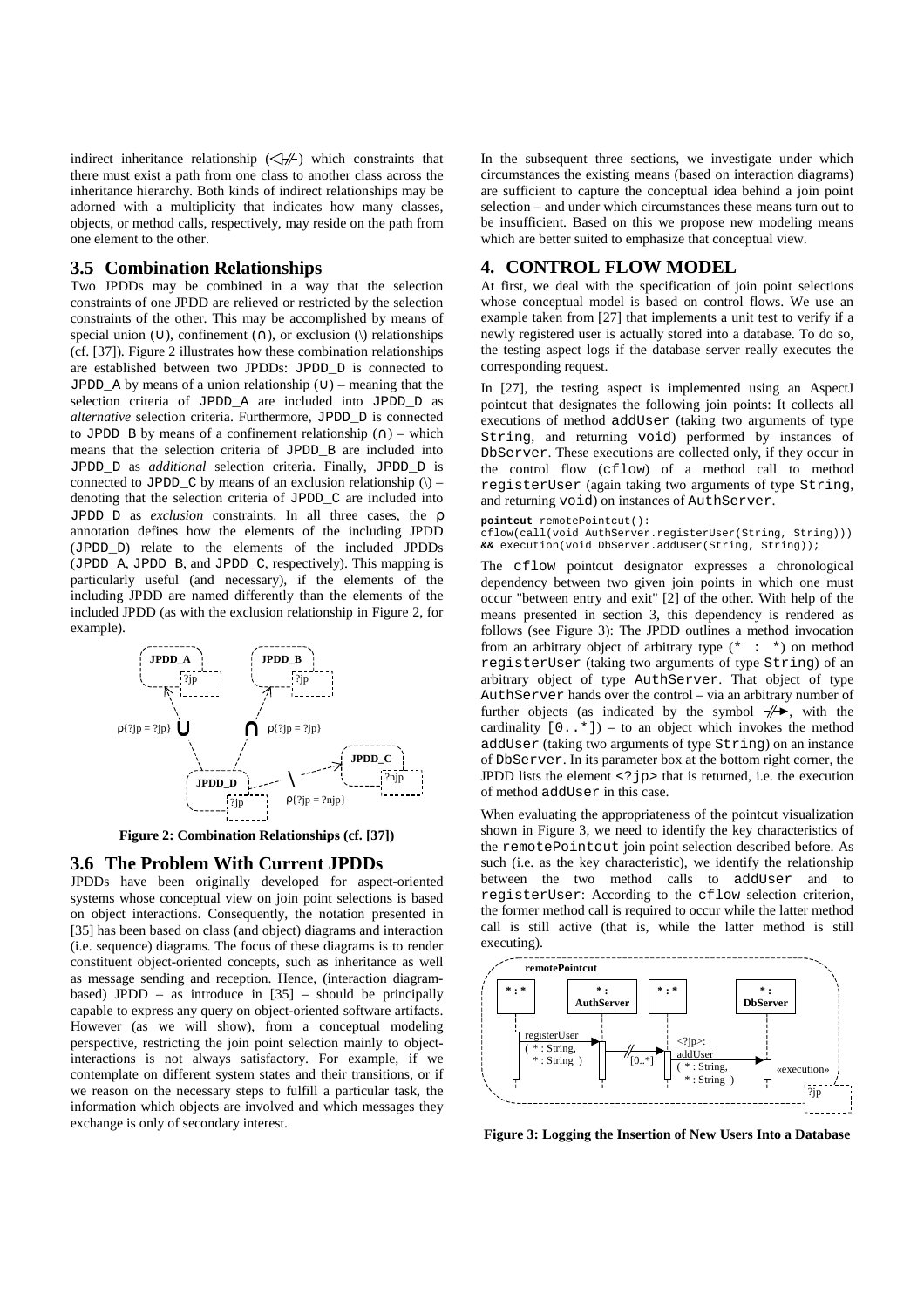indirect inheritance relationship (◁⫽) which constraints that there must exist a path from one class to another class across the inheritance hierarchy. Both kinds of indirect relationships may be adorned with a multiplicity that indicates how many classes, objects, or method calls, respectively, may reside on the path from one element to the other.

### 3.5 Combination Relationships

Two JPDDs may be combined in a way that the selection constraints of one JPDD are relieved or restricted by the selection constraints of the other. This may be accomplished by means of special union (∪), confinement (∩), or exclusion (\) relationships (cf. [37]). Figure 2 illustrates how these combination relationships are established between two JPDDs: `JPDD_D` is connected to `JPDD_A` by means of a union relationship (∪) – meaning that the selection criteria of `JPDD_A` are included into `JPDD_D` as *alternative* selection criteria. Furthermore, `JPDD_D` is connected to `JPDD_B` by means of a confinement relationship (∩) – which means that the selection criteria of `JPDD_B` are included into `JPDD_D` as *additional* selection criteria. Finally, `JPDD_D` is connected to `JPDD_C` by means of an exclusion relationship (\) – denoting that the selection criteria of `JPDD_C` are included into `JPDD_D` as *exclusion* constraints. In all three cases, the ρ annotation defines how the elements of the including JPDD (`JPDD_D`) relate to the elements of the included JPDDs (`JPDD_A`, `JPDD_B`, and `JPDD_C`, respectively). This mapping is particularly useful (and necessary), if the elements of the including JPDD are named differently than the elements of the included JPDD (as with the exclusion relationship in Figure 2, for example).

**Figure 2: Combination Relationships (cf. [37])**

### 3.6 The Problem With Current JPDDs

JPDDs have been originally developed for aspect-oriented systems whose conceptual view on join point selections is based on object interactions. Consequently, the notation presented in [35] has been based on class (and object) diagrams and interaction (i.e. sequence) diagrams. The focus of these diagrams is to render constituent object-oriented concepts, such as inheritance as well as message sending and reception. Hence, (interaction diagram-based) JPDD – as introduce in [35] – should be principally capable to express any query on object-oriented software artifacts. However (as we will show), from a conceptual modeling perspective, restricting the join point selection mainly to object-interactions is not always satisfactory. For example, if we contemplate on different system states and their transitions, or if we reason on the necessary steps to fulfill a particular task, the information which objects are involved and which messages they exchange is only of secondary interest.

In the subsequent three sections, we investigate under which circumstances the existing means (based on interaction diagrams) are sufficient to capture the conceptual idea behind a join point selection – and under which circumstances these means turn out to be insufficient. Based on this we propose new modeling means which are better suited to emphasize that conceptual view.

## 4. CONTROL FLOW MODEL

At first, we deal with the specification of join point selections whose conceptual model is based on control flows. We use an example taken from [27] that implements a unit test to verify if a newly registered user is actually stored into a database. To do so, the testing aspect logs if the database server really executes the corresponding request.

In [27], the testing aspect is implemented using an AspectJ pointcut that designates the following join points: It collects all executions of method `addUser` (taking two arguments of type `String`, and returning `void`) performed by instances of `DbServer`. These executions are collected only, if they occur in the control flow (`cflow`) of a method call to method `registerUser` (again taking two arguments of type `String`, and returning `void`) on instances of `AuthServer`.

```
pointcut remotePointcut():
cflow(call(void AuthServer.registerUser(String, String)))
&& execution(void DbServer.addUser(String, String));
```

The `cflow` pointcut designator expresses a chronological dependency between two given join points in which one must occur "between entry and exit" [2] of the other. With help of the means presented in section 3, this dependency is rendered as follows (see Figure 3): The JPDD outlines a method invocation from an arbitrary object of arbitrary type (`* : *`) on method `registerUser` (taking two arguments of type `String`) of an arbitrary object of type `AuthServer`. That object of type `AuthServer` hands over the control – via an arbitrary number of further objects (as indicated by the symbol ⫽▸, with the cardinality `[0..*]`) – to an object which invokes the method `addUser` (taking two arguments of type `String`) on an instance of `DbServer`. In its parameter box at the bottom right corner, the JPDD lists the element `<?jp>` that is returned, i.e. the execution of method `addUser` in this case.

When evaluating the appropriateness of the pointcut visualization shown in Figure 3, we need to identify the key characteristics of the `remotePointcut` join point selection described before. As such (i.e. as the key characteristic), we identify the relationship between the two method calls to `addUser` and to `registerUser`: According to the `cflow` selection criterion, the former method call is required to occur while the latter method call is still active (that is, while the latter method is still executing).

**Figure 3: Logging the Insertion of New Users Into a Database**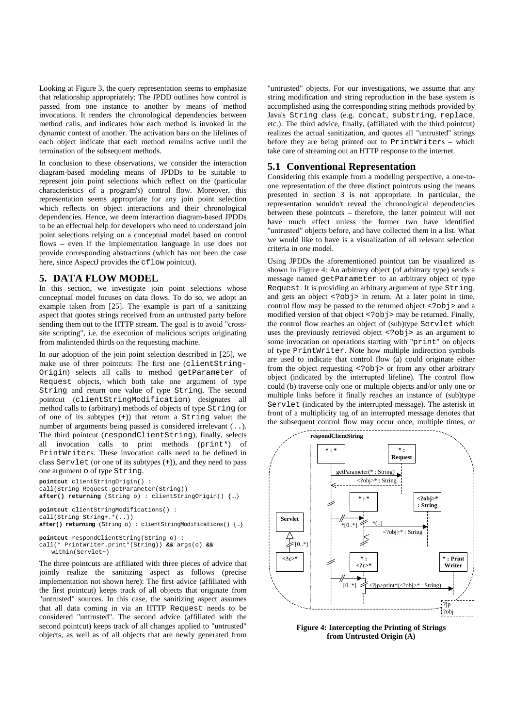Looking at Figure 3, the query representation seems to emphasize that relationship appropriately: The JPDD outlines how control is passed from one instance to another by means of method invocations. It renders the chronological dependencies between method calls, and indicates how each method is invoked in the dynamic context of another. The activation bars on the lifelines of each object indicate that each method remains active until the termination of the subsequent methods.

In conclusion to these observations, we consider the interaction diagram-based modeling means of JPDDs to be suitable to represent join point selections which reflect on the (particular characteristics of a program's) control flow. Moreover, this representation seems appropriate for any join point selection which reflects on object interactions and their chronological dependencies. Hence, we deem interaction diagram-based JPDDs to be an effectual help for developers who need to understand join point selections relying on a conceptual model based on control flows – even if the implementation language in use does not provide corresponding abstractions (which has not been the case here, since AspectJ provides the `cflow` pointcut).

## 5. DATA FLOW MODEL

In this section, we investigate join point selections whose conceptual model focuses on data flows. To do so, we adopt an example taken from [25]. The example is part of a sanitizing aspect that quotes strings received from an untrusted party before sending them out to the HTTP stream. The goal is to avoid "cross-site scripting", i.e. the execution of malicious scripts originating from malintended thirds on the requesting machine.

In our adoption of the join point selection described in [25], we make use of three pointcuts: The first one (`clientString-Origin`) selects all calls to method `getParameter` of `Request` objects, which both take one argument of type `String` and return one value of type `String`. The second pointcut (`clientStringModification`) designates all method calls to (arbitrary) methods of objects of type `String` (or of one of its subtypes (`+`)) that return a `String` value; the number of arguments being passed is considered irrelevant (`..`). The third pointcut (`respondClientString`), finally, selects all invocation calls to print methods (`print*`) of `PrintWriter`s. These invocation calls need to be defined in class `Servlet` (or one of its subtypes (`+`)), and they need to pass one argument `o` of type `String`.

```
pointcut clientStringOrigin() :
call(String Request.getParameter(String))
after() returning (String o) : clientStringOrigin() {…}

pointcut clientStringModifications() :
call(String String+.*(..))
after() returning (String o) : clientStringModifications() {…}

pointcut respondClientString(String o) :
call(* PrintWriter.print*(String)) && args(o) &&
   within(Servlet+)
```

The three pointcuts are affiliated with three pieces of advice that jointly realize the sanitizing aspect as follows (precise implementation not shown here): The first advice (affiliated with the first pointcut) keeps track of all objects that originate from "untrusted" sources. In this case, the sanitizing aspect assumes that all data coming in via an HTTP `Request` needs to be considered "untrusted". The second advice (affiliated with the second pointcut) keeps track of all changes applied to "untrusted" objects, as well as of all objects that are newly generated from "untrusted" objects. For our investigations, we assume that any string modification and string reproduction in the base system is accomplished using the corresponding string methods provided by Java's `String` class (e.g. `concat`, `substring`, `replace`, etc.). The third advice, finally, (affiliated with the third pointcut) realizes the actual sanitization, and quotes all "untrusted" strings before they are being printed out to `PrintWriter`s – which take care of streaming out an HTTP response to the internet.

### 5.1 Conventional Representation

Considering this example from a modeling perspective, a one-to-one representation of the three distinct pointcuts using the means presented in section 3 is not appropriate. In particular, the representation wouldn't reveal the chronological dependencies between these pointcuts – therefore, the latter pointcut will not have much effect unless the former two have identified "untrusted" objects before, and have collected them in a list. What we would like to have is a visualization of all relevant selection criteria in *one* model.

Using JPDDs the aforementioned pointcut can be visualized as shown in Figure 4: An arbitrary object (of arbitrary type) sends a message named `getParameter` to an arbitrary object of type `Request`. It is providing an arbitrary argument of type `String`, and gets an object `<?obj>` in return. At a later point in time, control flow may be passed to the returned object `<?obj>` and a modified version of that object `<?obj>` may be returned. Finally, the control flow reaches an object of (sub)type `Servlet` which uses the previously retrieved object `<?obj>` as an argument to some invocation on operations starting with "`print`" on objects of type `PrintWriter`. Note how multiple indirection symbols are used to indicate that control flow (a) could originate either from the object requesting `<?obj>` or from any other arbitrary object (indicated by the interrupted lifeline). The control flow could (b) traverse only one or multiple objects and/or only one or multiple links before it finally reaches an instance of (sub)type `Servlet` (indicated by the interrupted message). The asterisk in front of a multiplicity tag of an interrupted message denotes that the subsequent control flow may occur once, multiple times, or

Figure 4: Intercepting the Printing of Strings from Untrusted Origin (A)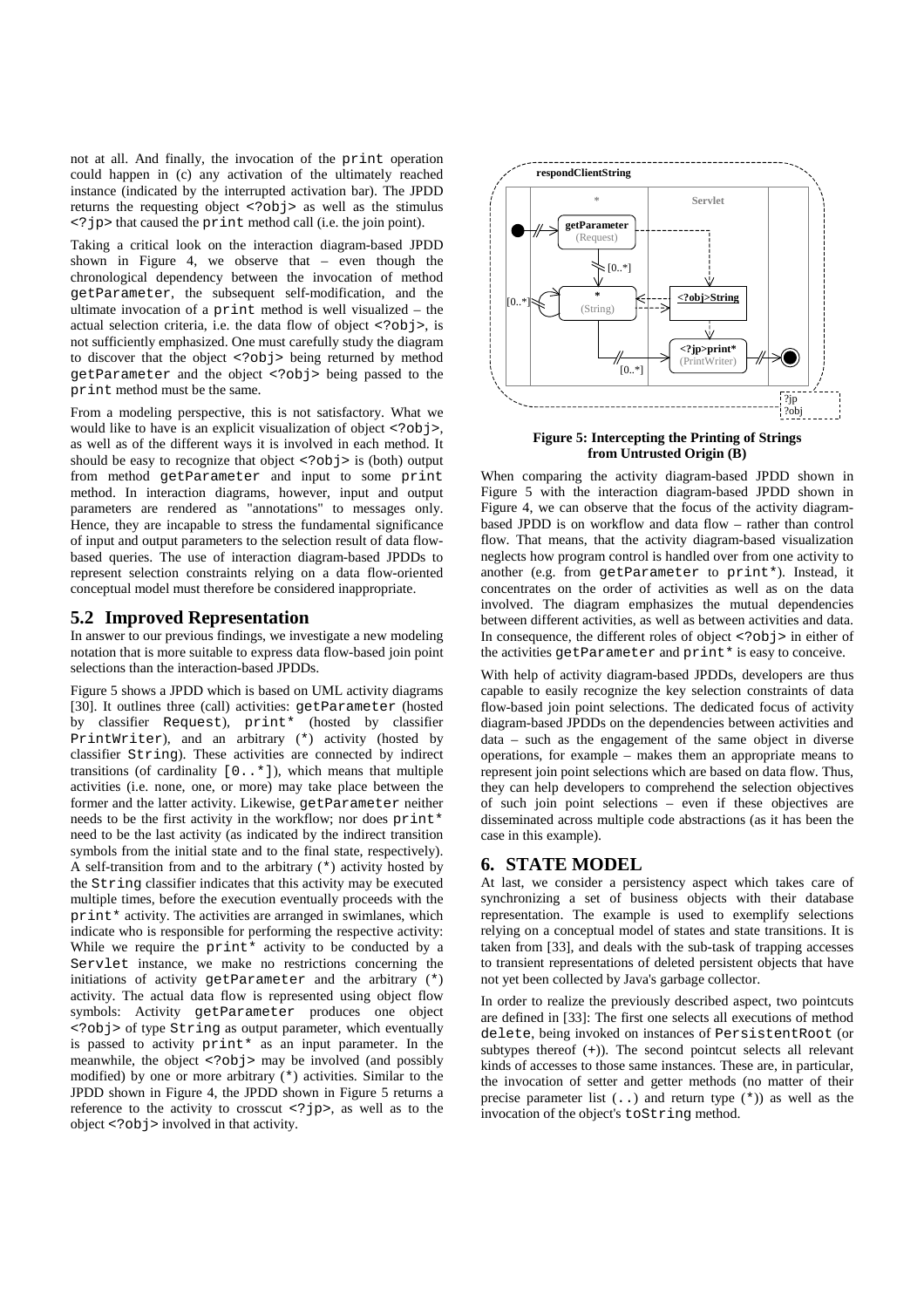not at all. And finally, the invocation of the print operation could happen in (c) any activation of the ultimately reached instance (indicated by the interrupted activation bar). The JPDD returns the requesting object <?obj> as well as the stimulus <?jp> that caused the print method call (i.e. the join point).

Taking a critical look on the interaction diagram-based JPDD shown in Figure 4, we observe that – even though the chronological dependency between the invocation of method getParameter, the subsequent self-modification, and the ultimate invocation of a print method is well visualized – the actual selection criteria, i.e. the data flow of object <?obj>, is not sufficiently emphasized. One must carefully study the diagram to discover that the object <?obj> being returned by method getParameter and the object <?obj> being passed to the print method must be the same.

From a modeling perspective, this is not satisfactory. What we would like to have is an explicit visualization of object <?obj>, as well as of the different ways it is involved in each method. It should be easy to recognize that object <?obj> is (both) output from method getParameter and input to some print method. In interaction diagrams, however, input and output parameters are rendered as "annotations" to messages only. Hence, they are incapable to stress the fundamental significance of input and output parameters to the selection result of data flow-based queries. The use of interaction diagram-based JPDDs to represent selection constraints relying on a data flow-oriented conceptual model must therefore be considered inappropriate.

## 5.2 Improved Representation

In answer to our previous findings, we investigate a new modeling notation that is more suitable to express data flow-based join point selections than the interaction-based JPDDs.

Figure 5 shows a JPDD which is based on UML activity diagrams [30]. It outlines three (call) activities: getParameter (hosted by classifier Request), print* (hosted by classifier PrintWriter), and an arbitrary (*) activity (hosted by classifier String). These activities are connected by indirect transitions (of cardinality [0..*]), which means that multiple activities (i.e. none, one, or more) may take place between the former and the latter activity. Likewise, getParameter neither needs to be the first activity in the workflow; nor does print* need to be the last activity (as indicated by the indirect transition symbols from the initial state and to the final state, respectively). A self-transition from and to the arbitrary (*) activity hosted by the String classifier indicates that this activity may be executed multiple times, before the execution eventually proceeds with the print* activity. The activities are arranged in swimlanes, which indicate who is responsible for performing the respective activity: While we require the print* activity to be conducted by a Servlet instance, we make no restrictions concerning the initiations of activity getParameter and the arbitrary (*) activity. The actual data flow is represented using object flow symbols: Activity getParameter produces one object <?obj> of type String as output parameter, which eventually is passed to activity print* as an input parameter. In the meanwhile, the object <?obj> may be involved (and possibly modified) by one or more arbitrary (*) activities. Similar to the JPDD shown in Figure 4, the JPDD shown in Figure 5 returns a reference to the activity to crosscut <?jp>, as well as to the object <?obj> involved in that activity.

**Figure 5: Intercepting the Printing of Strings from Untrusted Origin (B)**

When comparing the activity diagram-based JPDD shown in Figure 5 with the interaction diagram-based JPDD shown in Figure 4, we can observe that the focus of the activity diagram-based JPDD is on workflow and data flow – rather than control flow. That means, that the activity diagram-based visualization neglects how program control is handled over from one activity to another (e.g. from getParameter to print*). Instead, it concentrates on the order of activities as well as on the data involved. The diagram emphasizes the mutual dependencies between different activities, as well as between activities and data. In consequence, the different roles of object <?obj> in either of the activities getParameter and print* is easy to conceive.

With help of activity diagram-based JPDDs, developers are thus capable to easily recognize the key selection constraints of data flow-based join point selections. The dedicated focus of activity diagram-based JPDDs on the dependencies between activities and data – such as the engagement of the same object in diverse operations, for example – makes them an appropriate means to represent join point selections which are based on data flow. Thus, they can help developers to comprehend the selection objectives of such join point selections – even if these objectives are disseminated across multiple code abstractions (as it has been the case in this example).

# 6. STATE MODEL

At last, we consider a persistency aspect which takes care of synchronizing a set of business objects with their database representation. The example is used to exemplify selections relying on a conceptual model of states and state transitions. It is taken from [33], and deals with the sub-task of trapping accesses to transient representations of deleted persistent objects that have not yet been collected by Java's garbage collector.

In order to realize the previously described aspect, two pointcuts are defined in [33]: The first one selects all executions of method delete, being invoked on instances of PersistentRoot (or subtypes thereof (+)). The second pointcut selects all relevant kinds of accesses to those same instances. These are, in particular, the invocation of setter and getter methods (no matter of their precise parameter list (..) and return type (*)) as well as the invocation of the object's toString method.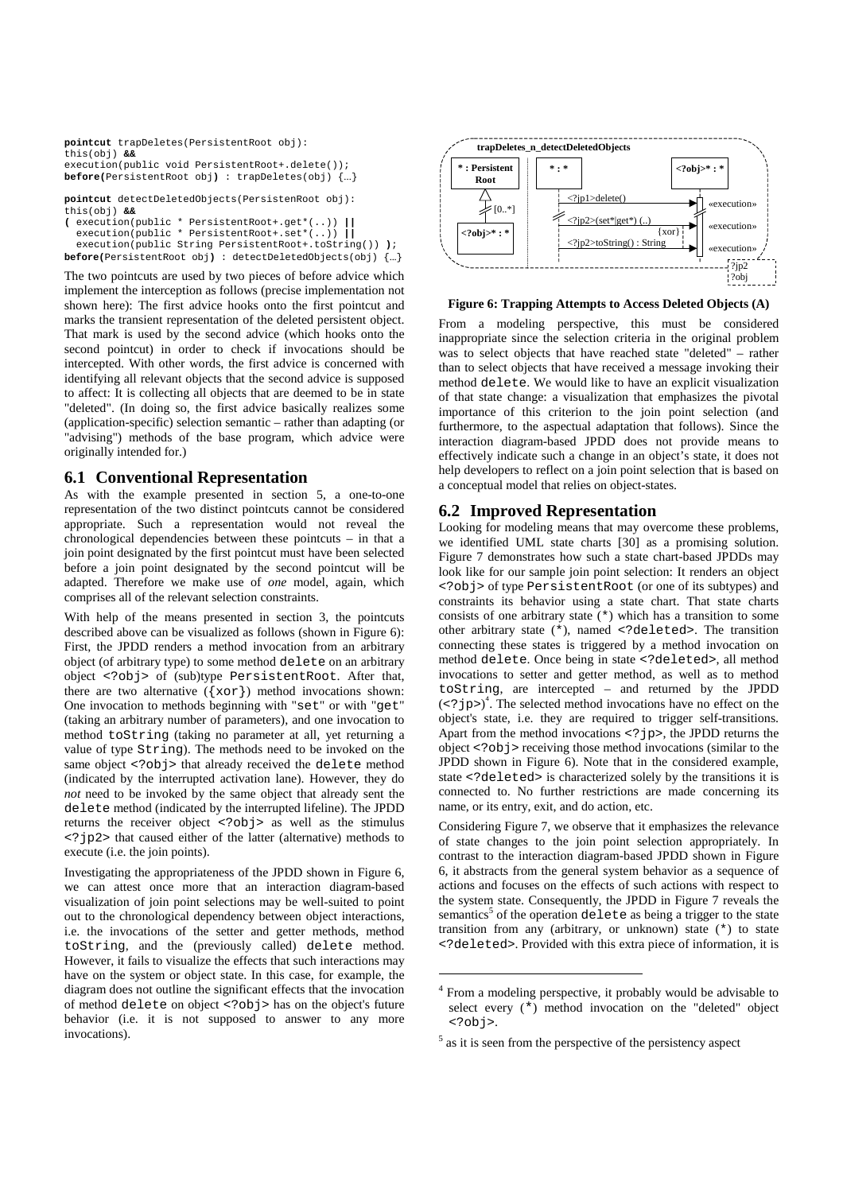```
pointcut trapDeletes(PersistentRoot obj):
this(obj) &&
execution(public void PersistentRoot+.delete());
before(PersistentRoot obj) : trapDeletes(obj) {…}

pointcut detectDeletedObjects(PersistenRoot obj):
this(obj) &&
( execution(public * PersistentRoot+.get*(..)) ||
  execution(public * PersistentRoot+.set*(..)) ||
  execution(public String PersistentRoot+.toString()) );
before(PersistentRoot obj) : detectDeletedObjects(obj) {…}
```

The two pointcuts are used by two pieces of before advice which implement the interception as follows (precise implementation not shown here): The first advice hooks onto the first pointcut and marks the transient representation of the deleted persistent object. That mark is used by the second advice (which hooks onto the second pointcut) in order to check if invocations should be intercepted. With other words, the first advice is concerned with identifying all relevant objects that the second advice is supposed to affect: It is collecting all objects that are deemed to be in state "deleted". (In doing so, the first advice basically realizes some (application-specific) selection semantic – rather than adapting (or "advising") methods of the base program, which advice were originally intended for.)

## 6.1 Conventional Representation

As with the example presented in section 5, a one-to-one representation of the two distinct pointcuts cannot be considered appropriate. Such a representation would not reveal the chronological dependencies between these pointcuts – in that a join point designated by the first pointcut must have been selected before a join point designated by the second pointcut will be adapted. Therefore we make use of *one* model, again, which comprises all of the relevant selection constraints.

With help of the means presented in section 3, the pointcuts described above can be visualized as follows (shown in Figure 6): First, the JPDD renders a method invocation from an arbitrary object (of arbitrary type) to some method `delete` on an arbitrary object `<?obj>` of (sub)type `PersistentRoot`. After that, there are two alternative (`{xor}`) method invocations shown: One invocation to methods beginning with "`set`" or with "`get`" (taking an arbitrary number of parameters), and one invocation to method `toString` (taking no parameter at all, yet returning a value of type `String`). The methods need to be invoked on the same object `<?obj>` that already received the `delete` method (indicated by the interrupted activation lane). However, they do *not* need to be invoked by the same object that already sent the `delete` method (indicated by the interrupted lifeline). The JPDD returns the receiver object `<?obj>` as well as the stimulus `<?jp2>` that caused either of the latter (alternative) methods to execute (i.e. the join points).

Investigating the appropriateness of the JPDD shown in Figure 6, we can attest once more that an interaction diagram-based visualization of join point selections may be well-suited to point out to the chronological dependency between object interactions, i.e. the invocations of the setter and getter methods, method `toString`, and the (previously called) `delete` method. However, it fails to visualize the effects that such interactions may have on the system or object state. In this case, for example, the diagram does not outline the significant effects that the invocation of method `delete` on object `<?obj>` has on the object's future behavior (i.e. it is not supposed to answer to any more invocations).

trapDeletes_n_detectDeletedObjects

* : Persistent Root

* : *

<?obj>* : *

[0..*]

<?obj>* : *

<?jp1>delete()

<?jp2>(set*|get*) (..)

{xor}

<?jp2>toString() : String

«execution»

«execution»

«execution»

?jp2
?obj

**Figure 6: Trapping Attempts to Access Deleted Objects (A)**

From a modeling perspective, this must be considered inappropriate since the selection criteria in the original problem was to select objects that have reached state "deleted" – rather than to select objects that have received a message invoking their method `delete`. We would like to have an explicit visualization of that state change: a visualization that emphasizes the pivotal importance of this criterion to the join point selection (and furthermore, to the aspectual adaptation that follows). Since the interaction diagram-based JPDD does not provide means to effectively indicate such a change in an object's state, it does not help developers to reflect on a join point selection that is based on a conceptual model that relies on object-states.

## 6.2 Improved Representation

Looking for modeling means that may overcome these problems, we identified UML state charts [30] as a promising solution. Figure 7 demonstrates how such a state chart-based JPDDs may look like for our sample join point selection: It renders an object `<?obj>` of type `PersistentRoot` (or one of its subtypes) and constraints its behavior using a state chart. That state charts consists of one arbitrary state (`*`) which has a transition to some other arbitrary state (`*`), named `<?deleted>`. The transition connecting these states is triggered by a method invocation on method `delete`. Once being in state `<?deleted>`, all method invocations to setter and getter method, as well as to method `toString`, are intercepted – and returned by the JPDD (`<?jp>`)[4]. The selected method invocations have no effect on the object's state, i.e. they are required to trigger self-transitions. Apart from the method invocations `<?jp>`, the JPDD returns the object `<?obj>` receiving those method invocations (similar to the JPDD shown in Figure 6). Note that in the considered example, state `<?deleted>` is characterized solely by the transitions it is connected to. No further restrictions are made concerning its name, or its entry, exit, and do action, etc.

Considering Figure 7, we observe that it emphasizes the relevance of state changes to the join point selection appropriately. In contrast to the interaction diagram-based JPDD shown in Figure 6, it abstracts from the general system behavior as a sequence of actions and focuses on the effects of such actions with respect to the system state. Consequently, the JPDD in Figure 7 reveals the semantics[5] of the operation `delete` as being a trigger to the state transition from any (arbitrary, or unknown) state (`*`) to state `<?deleted>`. Provided with this extra piece of information, it is

---

[4] From a modeling perspective, it probably would be advisable to select every (`*`) method invocation on the "deleted" object `<?obj>`.

[5] as it is seen from the perspective of the persistency aspect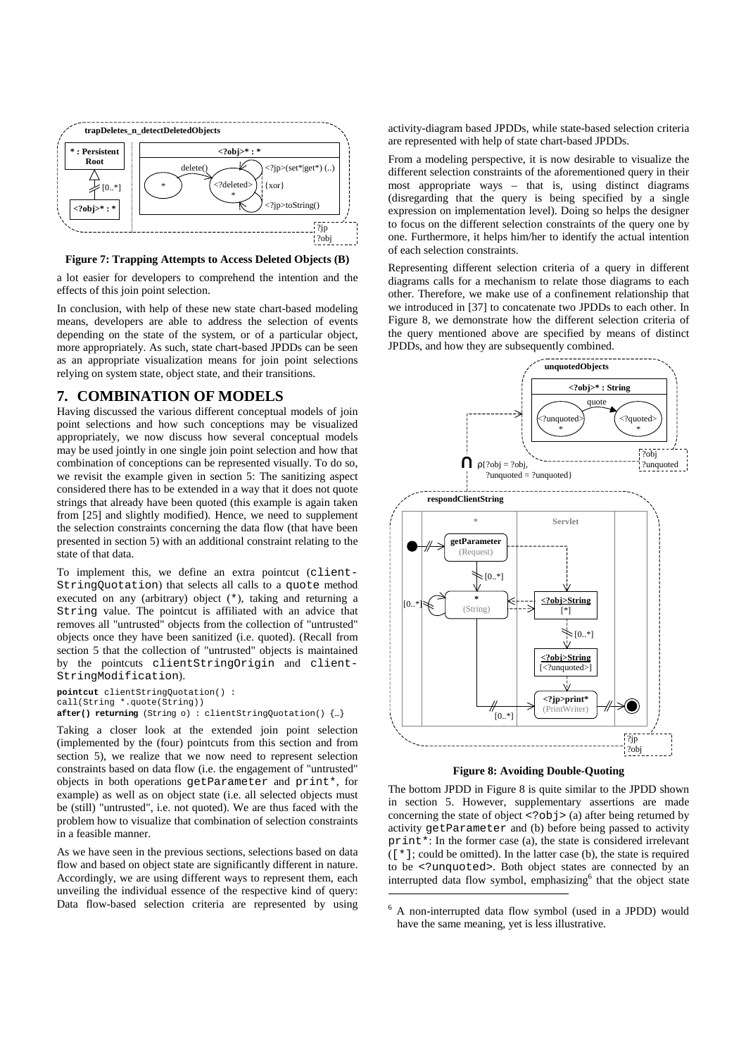**Figure 7: Trapping Attempts to Access Deleted Objects (B)**

a lot easier for developers to comprehend the intention and the effects of this join point selection.

In conclusion, with help of these new state chart-based modeling means, developers are able to address the selection of events depending on the state of the system, or of a particular object, more appropriately. As such, state chart-based JPDDs can be seen as an appropriate visualization means for join point selections relying on system state, object state, and their transitions.

## 7. COMBINATION OF MODELS

Having discussed the various different conceptual models of join point selections and how such conceptions may be visualized appropriately, we now discuss how several conceptual models may be used jointly in one single join point selection and how that combination of conceptions can be represented visually. To do so, we revisit the example given in section 5: The sanitizing aspect considered there has to be extended in a way that it does not quote strings that already have been quoted (this example is again taken from [25] and slightly modified). Hence, we need to supplement the selection constraints concerning the data flow (that have been presented in section 5) with an additional constraint relating to the state of that data.

To implement this, we define an extra pointcut (`clientStringQuotation`) that selects all calls to a `quote` method executed on any (arbitrary) object (`*`), taking and returning a `String` value. The pointcut is affiliated with an advice that removes all "untrusted" objects from the collection of "untrusted" objects once they have been sanitized (i.e. quoted). (Recall from section 5 that the collection of "untrusted" objects is maintained by the pointcuts `clientStringOrigin` and `clientStringModification`).

```
pointcut clientStringQuotation() :
call(String *.quote(String))
after() returning (String o) : clientStringQuotation() {…}
```

Taking a closer look at the extended join point selection (implemented by the (four) pointcuts from this section and from section 5), we realize that we now need to represent selection constraints based on data flow (i.e. the engagement of "untrusted" objects in both operations `getParameter` and `print*`, for example) as well as on object state (i.e. all selected objects must be (still) "untrusted", i.e. not quoted). We are thus faced with the problem how to visualize that combination of selection constraints in a feasible manner.

As we have seen in the previous sections, selections based on data flow and based on object state are significantly different in nature. Accordingly, we are using different ways to represent them, each unveiling the individual essence of the respective kind of query: Data flow-based selection criteria are represented by using activity-diagram based JPDDs, while state-based selection criteria are represented with help of state chart-based JPDDs.

From a modeling perspective, it is now desirable to visualize the different selection constraints of the aforementioned query in their most appropriate ways – that is, using distinct diagrams (disregarding that the query is being specified by a single expression on implementation level). Doing so helps the designer to focus on the different selection constraints of the query one by one. Furthermore, it helps him/her to identify the actual intention of each selection constraints.

Representing different selection criteria of a query in different diagrams calls for a mechanism to relate those diagrams to each other. Therefore, we make use of a confinement relationship that we introduced in [37] to concatenate two JPDDs to each other. In Figure 8, we demonstrate how the different selection criteria of the query mentioned above are specified by means of distinct JPDDs, and how they are subsequently combined.

**Figure 8: Avoiding Double-Quoting**

The bottom JPDD in Figure 8 is quite similar to the JPDD shown in section 5. However, supplementary assertions are made concerning the state of object `<?obj>` (a) after being returned by activity `getParameter` and (b) before being passed to activity `print*`: In the former case (a), the state is considered irrelevant (`[*]`; could be omitted). In the latter case (b), the state is required to be `<?unquoted>`. Both object states are connected by an interrupted data flow symbol, emphasizing[6] that the object state

[6] A non-interrupted data flow symbol (used in a JPDD) would have the same meaning, yet is less illustrative.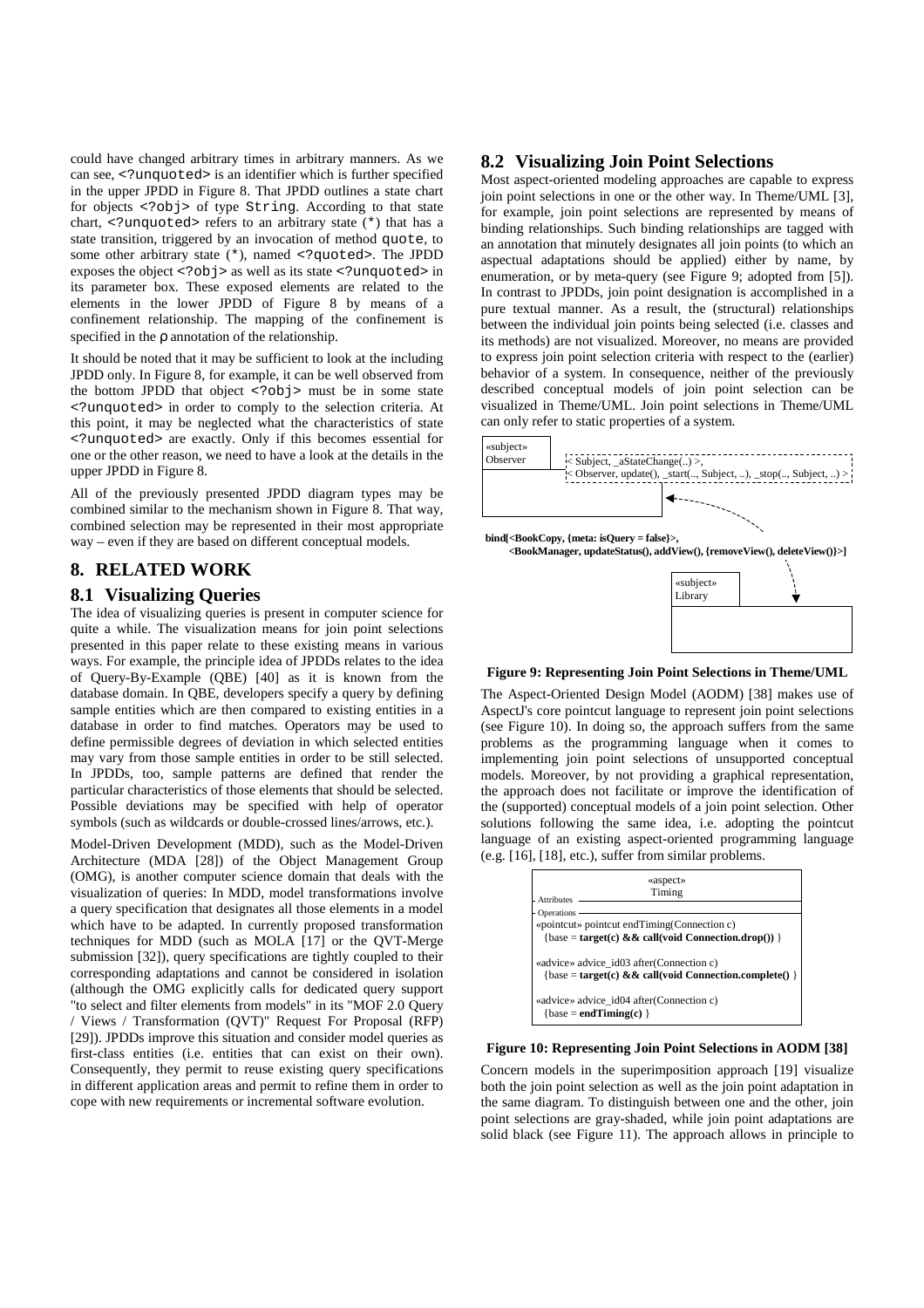could have changed arbitrary times in arbitrary manners. As we can see, <?unquoted> is an identifier which is further specified in the upper JPDD in Figure 8. That JPDD outlines a state chart for objects <?obj> of type String. According to that state chart, <?unquoted> refers to an arbitrary state (*) that has a state transition, triggered by an invocation of method quote, to some other arbitrary state (*), named <?quoted>. The JPDD exposes the object <?obj> as well as its state <?unquoted> in its parameter box. These exposed elements are related to the elements in the lower JPDD of Figure 8 by means of a confinement relationship. The mapping of the confinement is specified in the ρ annotation of the relationship.

It should be noted that it may be sufficient to look at the including JPDD only. In Figure 8, for example, it can be well observed from the bottom JPDD that object <?obj> must be in some state <?unquoted> in order to comply to the selection criteria. At this point, it may be neglected what the characteristics of state <?unquoted> are exactly. Only if this becomes essential for one or the other reason, we need to have a look at the details in the upper JPDD in Figure 8.

All of the previously presented JPDD diagram types may be combined similar to the mechanism shown in Figure 8. That way, combined selection may be represented in their most appropriate way – even if they are based on different conceptual models.

## 8. RELATED WORK

### 8.1 Visualizing Queries

The idea of visualizing queries is present in computer science for quite a while. The visualization means for join point selections presented in this paper relate to these existing means in various ways. For example, the principle idea of JPDDs relates to the idea of Query-By-Example (QBE) [40] as it is known from the database domain. In QBE, developers specify a query by defining sample entities which are then compared to existing entities in a database in order to find matches. Operators may be used to define permissible degrees of deviation in which selected entities may vary from those sample entities in order to be still selected. In JPDDs, too, sample patterns are defined that render the particular characteristics of those elements that should be selected. Possible deviations may be specified with help of operator symbols (such as wildcards or double-crossed lines/arrows, etc.).

Model-Driven Development (MDD), such as the Model-Driven Architecture (MDA [28]) of the Object Management Group (OMG), is another computer science domain that deals with the visualization of queries: In MDD, model transformations involve a query specification that designates all those elements in a model which have to be adapted. In currently proposed transformation techniques for MDD (such as MOLA [17] or the QVT-Merge submission [32]), query specifications are tightly coupled to their corresponding adaptations and cannot be considered in isolation (although the OMG explicitly calls for dedicated query support "to select and filter elements from models" in its "MOF 2.0 Query / Views / Transformation (QVT)" Request For Proposal (RFP) [29]). JPDDs improve this situation and consider model queries as first-class entities (i.e. entities that can exist on their own). Consequently, they permit to reuse existing query specifications in different application areas and permit to refine them in order to cope with new requirements or incremental software evolution.

### 8.2 Visualizing Join Point Selections

Most aspect-oriented modeling approaches are capable to express join point selections in one or the other way. In Theme/UML [3], for example, join point selections are represented by means of binding relationships. Such binding relationships are tagged with an annotation that minutely designates all join points (to which an aspectual adaptations should be applied) either by name, by enumeration, or by meta-query (see Figure 9; adopted from [5]). In contrast to JPDDs, join point designation is accomplished in a pure textual manner. As a result, the (structural) relationships between the individual join points being selected (i.e. classes and its methods) are not visualized. Moreover, no means are provided to express join point selection criteria with respect to the (earlier) behavior of a system. In consequence, neither of the previously described conceptual models of join point selection can be visualized in Theme/UML. Join point selections in Theme/UML can only refer to static properties of a system.

«subject» Observer — < Subject, _aStateChange(..) >, < Observer, update(), _start(.., Subject, ..), _stop(.., Subject, ..) >

bind[<BookCopy, {meta: isQuery = false}>, <BookManager, updateStatus(), addView(), {removeView(), deleteView()}>]

«subject» Library

**Figure 9: Representing Join Point Selections in Theme/UML**

The Aspect-Oriented Design Model (AODM) [38] makes use of AspectJ's core pointcut language to represent join point selections (see Figure 10). In doing so, the approach suffers from the same problems as the programming language when it comes to implementing join point selections of unsupported conceptual models. Moreover, by not providing a graphical representation, the approach does not facilitate or improve the identification of the (supported) conceptual models of a join point selection. Other solutions following the same idea, i.e. adopting the pointcut language of an existing aspect-oriented programming language (e.g. [16], [18], etc.), suffer from similar problems.

```
«aspect»
Timing
Attributes
Operations
«pointcut» pointcut endTiming(Connection c)
  {base = target(c) && call(void Connection.drop()) }

«advice» advice_id03 after(Connection c)
  {base = target(c) && call(void Connection.complete() }

«advice» advice_id04 after(Connection c)
  {base = endTiming(c) }
```

**Figure 10: Representing Join Point Selections in AODM [38]**

Concern models in the superimposition approach [19] visualize both the join point selection as well as the join point adaptation in the same diagram. To distinguish between one and the other, join point selections are gray-shaded, while join point adaptations are solid black (see Figure 11). The approach allows in principle to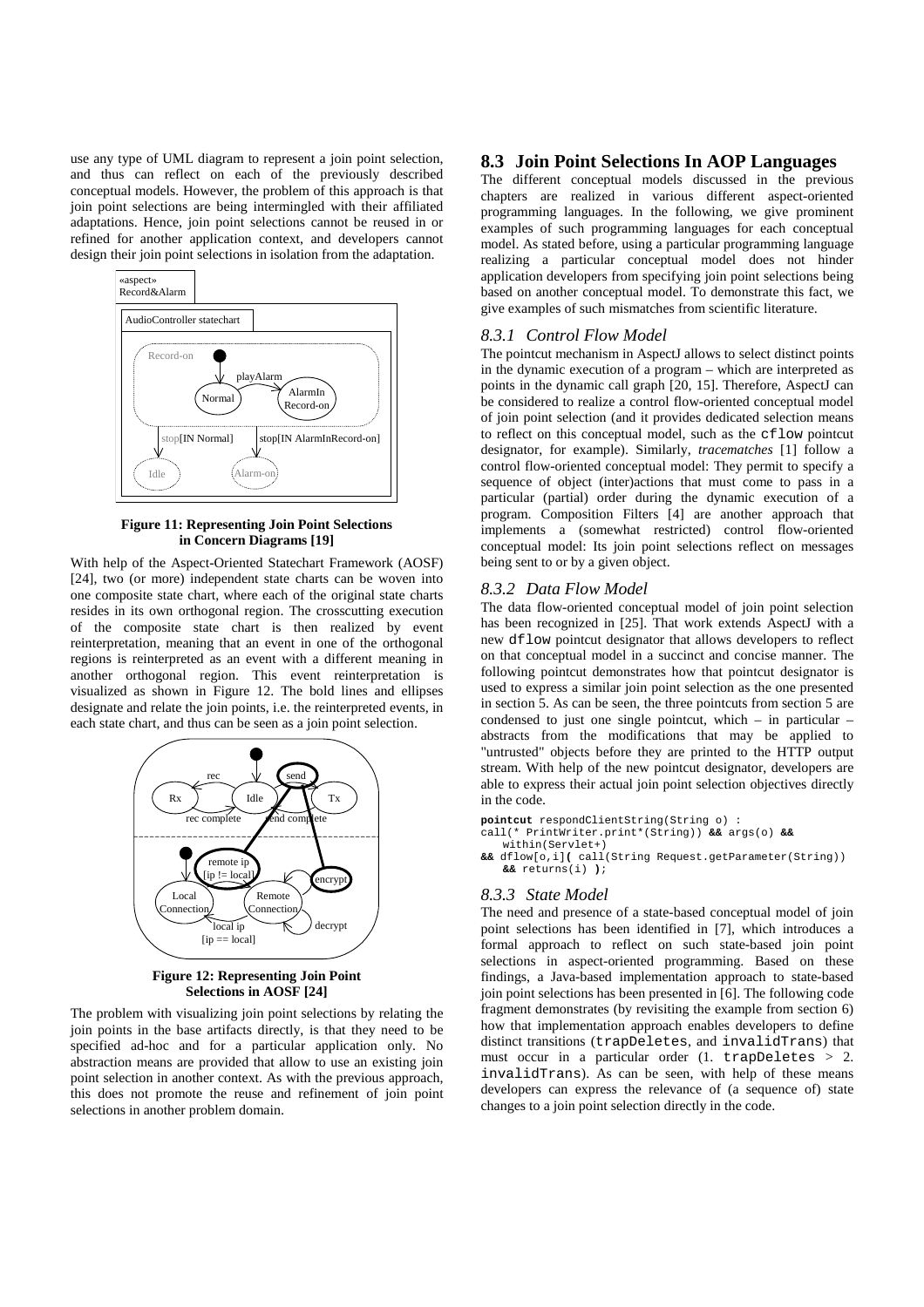use any type of UML diagram to represent a join point selection, and thus can reflect on each of the previously described conceptual models. However, the problem of this approach is that join point selections are being intermingled with their affiliated adaptations. Hence, join point selections cannot be reused in or refined for another application context, and developers cannot design their join point selections in isolation from the adaptation.

**Figure 11: Representing Join Point Selections in Concern Diagrams [19]**

With help of the Aspect-Oriented Statechart Framework (AOSF) [24], two (or more) independent state charts can be woven into one composite state chart, where each of the original state charts resides in its own orthogonal region. The crosscutting execution of the composite state chart is then realized by event reinterpretation, meaning that an event in one of the orthogonal regions is reinterpreted as an event with a different meaning in another orthogonal region. This event reinterpretation is visualized as shown in Figure 12. The bold lines and ellipses designate and relate the join points, i.e. the reinterpreted events, in each state chart, and thus can be seen as a join point selection.

**Figure 12: Representing Join Point Selections in AOSF [24]**

The problem with visualizing join point selections by relating the join points in the base artifacts directly, is that they need to be specified ad-hoc and for a particular application only. No abstraction means are provided that allow to use an existing join point selection in another context. As with the previous approach, this does not promote the reuse and refinement of join point selections in another problem domain.

## 8.3 Join Point Selections In AOP Languages

The different conceptual models discussed in the previous chapters are realized in various different aspect-oriented programming languages. In the following, we give prominent examples of such programming languages for each conceptual model. As stated before, using a particular programming language realizing a particular conceptual model does not hinder application developers from specifying join point selections being based on another conceptual model. To demonstrate this fact, we give examples of such mismatches from scientific literature.

### 8.3.1 Control Flow Model

The pointcut mechanism in AspectJ allows to select distinct points in the dynamic execution of a program – which are interpreted as points in the dynamic call graph [20, 15]. Therefore, AspectJ can be considered to realize a control flow-oriented conceptual model of join point selection (and it provides dedicated selection means to reflect on this conceptual model, such as the `cflow` pointcut designator, for example). Similarly, *tracematches* [1] follow a control flow-oriented conceptual model: They permit to specify a sequence of object (inter)actions that must come to pass in a particular (partial) order during the dynamic execution of a program. Composition Filters [4] are another approach that implements a (somewhat restricted) control flow-oriented conceptual model: Its join point selections reflect on messages being sent to or by a given object.

### 8.3.2 Data Flow Model

The data flow-oriented conceptual model of join point selection has been recognized in [25]. That work extends AspectJ with a new `dflow` pointcut designator that allows developers to reflect on that conceptual model in a succinct and concise manner. The following pointcut demonstrates how that pointcut designator is used to express a similar join point selection as the one presented in section 5. As can be seen, the three pointcuts from section 5 are condensed to just one single pointcut, which – in particular – abstracts from the modifications that may be applied to "untrusted" objects before they are printed to the HTTP output stream. With help of the new pointcut designator, developers are able to express their actual join point selection objectives directly in the code.

```
pointcut respondClientString(String o) :
call(* PrintWriter.print*(String)) && args(o) &&
   within(Servlet+)
&& dflow[o,i]( call(String Request.getParameter(String))
   && returns(i) );
```

### 8.3.3 State Model

The need and presence of a state-based conceptual model of join point selections has been identified in [7], which introduces a formal approach to reflect on such state-based join point selections in aspect-oriented programming. Based on these findings, a Java-based implementation approach to state-based join point selections has been presented in [6]. The following code fragment demonstrates (by revisiting the example from section 6) how that implementation approach enables developers to define distinct transitions (`trapDeletes`, and `invalidTrans`) that must occur in a particular order (1. `trapDeletes` > 2. `invalidTrans`). As can be seen, with help of these means developers can express the relevance of (a sequence of) state changes to a join point selection directly in the code.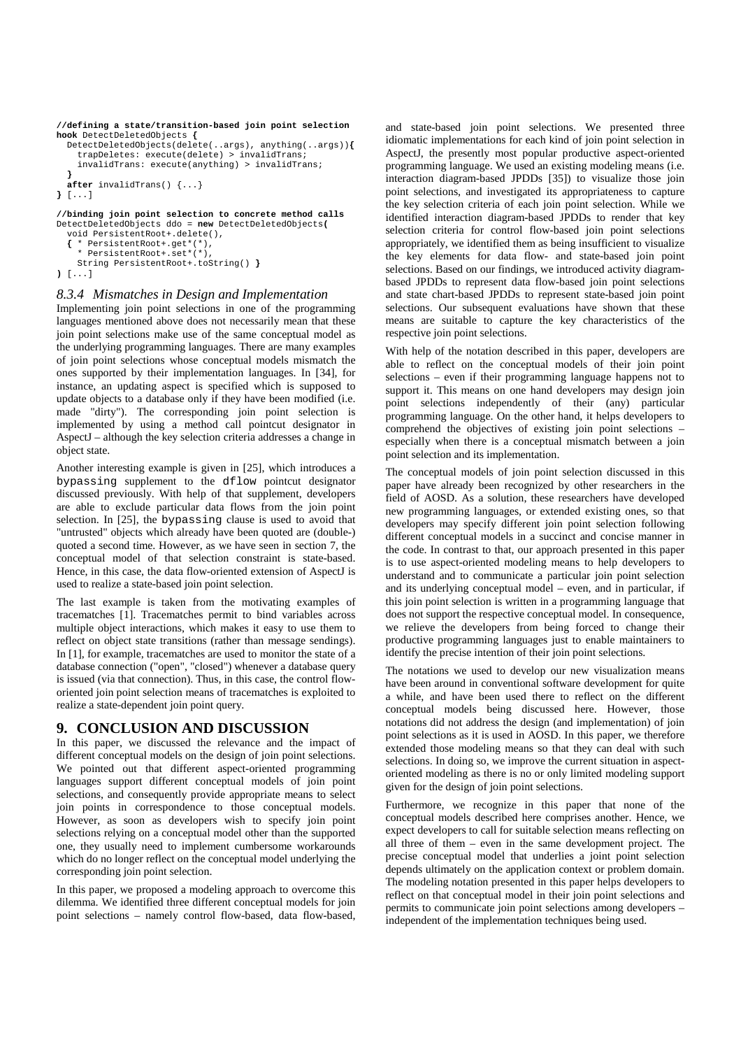```
//defining a state/transition-based join point selection
hook DetectDeletedObjects {
  DetectDeletedObjects(delete(..args), anything(..args)){
    trapDeletes: execute(delete) > invalidTrans;
    invalidTrans: execute(anything) > invalidTrans;
  }
  after invalidTrans() {...}
} [...]

//binding join point selection to concrete method calls
DetectDeletedObjects ddo = new DetectDeletedObjects(
  void PersistentRoot+.delete(),
  { * PersistentRoot+.get*(*),
    * PersistentRoot+.set*(*),
    String PersistentRoot+.toString() }
) [...]
```

### *8.3.4 Mismatches in Design and Implementation*

Implementing join point selections in one of the programming languages mentioned above does not necessarily mean that these join point selections make use of the same conceptual model as the underlying programming languages. There are many examples of join point selections whose conceptual models mismatch the ones supported by their implementation languages. In [34], for instance, an updating aspect is specified which is supposed to update objects to a database only if they have been modified (i.e. made "dirty"). The corresponding join point selection is implemented by using a method call pointcut designator in AspectJ – although the key selection criteria addresses a change in object state.

Another interesting example is given in [25], which introduces a `bypassing` supplement to the `dflow` pointcut designator discussed previously. With help of that supplement, developers are able to exclude particular data flows from the join point selection. In [25], the `bypassing` clause is used to avoid that "untrusted" objects which already have been quoted are (double-) quoted a second time. However, as we have seen in section 7, the conceptual model of that selection constraint is state-based. Hence, in this case, the data flow-oriented extension of AspectJ is used to realize a state-based join point selection.

The last example is taken from the motivating examples of tracematches [1]. Tracematches permit to bind variables across multiple object interactions, which makes it easy to use them to reflect on object state transitions (rather than message sendings). In [1], for example, tracematches are used to monitor the state of a database connection ("open", "closed") whenever a database query is issued (via that connection). Thus, in this case, the control flow-oriented join point selection means of tracematches is exploited to realize a state-dependent join point query.

## 9. CONCLUSION AND DISCUSSION

In this paper, we discussed the relevance and the impact of different conceptual models on the design of join point selections. We pointed out that different aspect-oriented programming languages support different conceptual models of join point selections, and consequently provide appropriate means to select join points in correspondence to those conceptual models. However, as soon as developers wish to specify join point selections relying on a conceptual model other than the supported one, they usually need to implement cumbersome workarounds which do no longer reflect on the conceptual model underlying the corresponding join point selection.

In this paper, we proposed a modeling approach to overcome this dilemma. We identified three different conceptual models for join point selections – namely control flow-based, data flow-based, and state-based join point selections. We presented three idiomatic implementations for each kind of join point selection in AspectJ, the presently most popular productive aspect-oriented programming language. We used an existing modeling means (i.e. interaction diagram-based JPDDs [35]) to visualize those join point selections, and investigated its appropriateness to capture the key selection criteria of each join point selection. While we identified interaction diagram-based JPDDs to render that key selection criteria for control flow-based join point selections appropriately, we identified them as being insufficient to visualize the key elements for data flow- and state-based join point selections. Based on our findings, we introduced activity diagram-based JPDDs to represent data flow-based join point selections and state chart-based JPDDs to represent state-based join point selections. Our subsequent evaluations have shown that these means are suitable to capture the key characteristics of the respective join point selections.

With help of the notation described in this paper, developers are able to reflect on the conceptual models of their join point selections – even if their programming language happens not to support it. This means on one hand developers may design join point selections independently of their (any) particular programming language. On the other hand, it helps developers to comprehend the objectives of existing join point selections – especially when there is a conceptual mismatch between a join point selection and its implementation.

The conceptual models of join point selection discussed in this paper have already been recognized by other researchers in the field of AOSD. As a solution, these researchers have developed new programming languages, or extended existing ones, so that developers may specify different join point selection following different conceptual models in a succinct and concise manner in the code. In contrast to that, our approach presented in this paper is to use aspect-oriented modeling means to help developers to understand and to communicate a particular join point selection and its underlying conceptual model – even, and in particular, if this join point selection is written in a programming language that does not support the respective conceptual model. In consequence, we relieve the developers from being forced to change their productive programming languages just to enable maintainers to identify the precise intention of their join point selections.

The notations we used to develop our new visualization means have been around in conventional software development for quite a while, and have been used there to reflect on the different conceptual models being discussed here. However, those notations did not address the design (and implementation) of join point selections as it is used in AOSD. In this paper, we therefore extended those modeling means so that they can deal with such selections. In doing so, we improve the current situation in aspect-oriented modeling as there is no or only limited modeling support given for the design of join point selections.

Furthermore, we recognize in this paper that none of the conceptual models described here comprises another. Hence, we expect developers to call for suitable selection means reflecting on all three of them – even in the same development project. The precise conceptual model that underlies a joint point selection depends ultimately on the application context or problem domain. The modeling notation presented in this paper helps developers to reflect on that conceptual model in their join point selections and permits to communicate join point selections among developers – independent of the implementation techniques being used.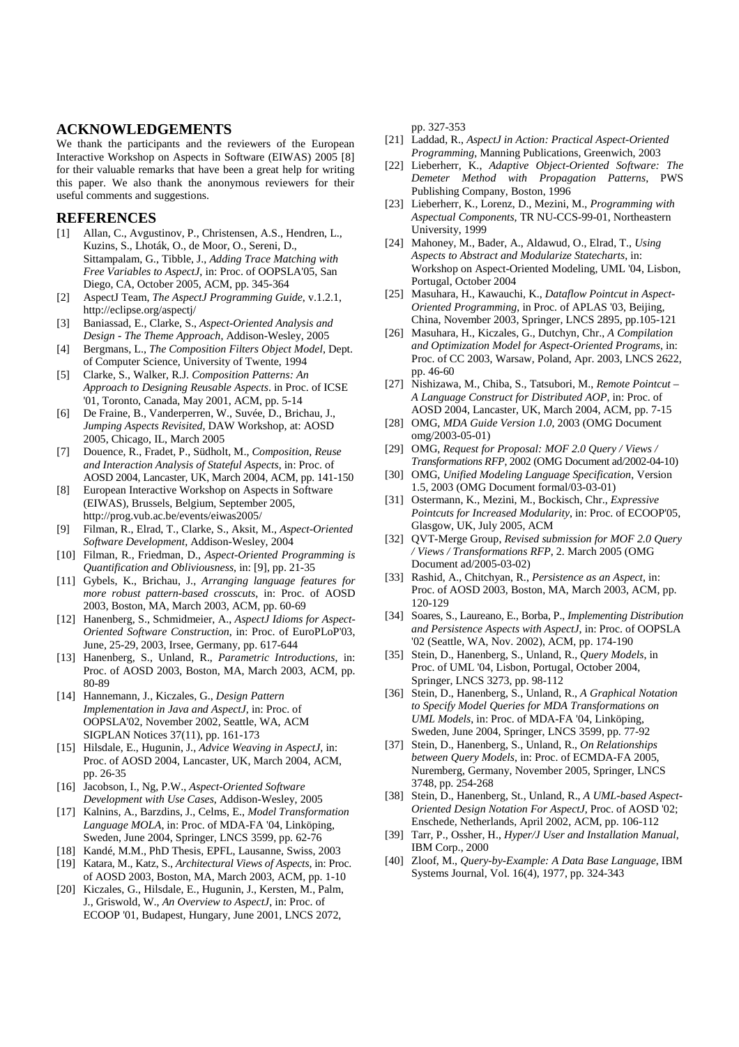## ACKNOWLEDGEMENTS

We thank the participants and the reviewers of the European Interactive Workshop on Aspects in Software (EIWAS) 2005 [8] for their valuable remarks that have been a great help for writing this paper. We also thank the anonymous reviewers for their useful comments and suggestions.

## REFERENCES

[1] Allan, C., Avgustinov, P., Christensen, A.S., Hendren, L., Kuzins, S., Lhoták, O., de Moor, O., Sereni, D., Sittampalam, G., Tibble, J., *Adding Trace Matching with Free Variables to AspectJ*, in: Proc. of OOPSLA'05, San Diego, CA, October 2005, ACM, pp. 345-364

[2] AspectJ Team, *The AspectJ Programming Guide*, v.1.2.1, http://eclipse.org/aspectj/

[3] Baniassad, E., Clarke, S., *Aspect-Oriented Analysis and Design - The Theme Approach*, Addison-Wesley, 2005

[4] Bergmans, L., *The Composition Filters Object Model*, Dept. of Computer Science, University of Twente, 1994

[5] Clarke, S., Walker, R.J. *Composition Patterns: An Approach to Designing Reusable Aspects*. in Proc. of ICSE '01, Toronto, Canada, May 2001, ACM, pp. 5-14

[6] De Fraine, B., Vanderperren, W., Suvée, D., Brichau, J., *Jumping Aspects Revisited*, DAW Workshop, at: AOSD 2005, Chicago, IL, March 2005

[7] Douence, R., Fradet, P., Südholt, M., *Composition, Reuse and Interaction Analysis of Stateful Aspects*, in: Proc. of AOSD 2004, Lancaster, UK, March 2004, ACM, pp. 141-150

[8] European Interactive Workshop on Aspects in Software (EIWAS), Brussels, Belgium, September 2005, http://prog.vub.ac.be/events/eiwas2005/

[9] Filman, R., Elrad, T., Clarke, S., Aksit, M., *Aspect-Oriented Software Development*, Addison-Wesley, 2004

[10] Filman, R., Friedman, D., *Aspect-Oriented Programming is Quantification and Obliviousness*, in: [9], pp. 21-35

[11] Gybels, K., Brichau, J., *Arranging language features for more robust pattern-based crosscuts*, in: Proc. of AOSD 2003, Boston, MA, March 2003, ACM, pp. 60-69

[12] Hanenberg, S., Schmidmeier, A., *AspectJ Idioms for Aspect-Oriented Software Construction*, in: Proc. of EuroPLoP'03, June, 25-29, 2003, Irsee, Germany, pp. 617-644

[13] Hanenberg, S., Unland, R., *Parametric Introductions*, in: Proc. of AOSD 2003, Boston, MA, March 2003, ACM, pp. 80-89

[14] Hannemann, J., Kiczales, G., *Design Pattern Implementation in Java and AspectJ*, in: Proc. of OOPSLA'02, November 2002, Seattle, WA, ACM SIGPLAN Notices 37(11), pp. 161-173

[15] Hilsdale, E., Hugunin, J., *Advice Weaving in AspectJ*, in: Proc. of AOSD 2004, Lancaster, UK, March 2004, ACM, pp. 26-35

[16] Jacobson, I., Ng, P.W., *Aspect-Oriented Software Development with Use Cases*, Addison-Wesley, 2005

[17] Kalnins, A., Barzdins, J., Celms, E., *Model Transformation Language MOLA*, in: Proc. of MDA-FA '04, Linköping, Sweden, June 2004, Springer, LNCS 3599, pp. 62-76

[18] Kandé, M.M., PhD Thesis, EPFL, Lausanne, Swiss, 2003

[19] Katara, M., Katz, S., *Architectural Views of Aspects*, in: Proc. of AOSD 2003, Boston, MA, March 2003, ACM, pp. 1-10

[20] Kiczales, G., Hilsdale, E., Hugunin, J., Kersten, M., Palm, J., Griswold, W., *An Overview to AspectJ*, in: Proc. of ECOOP '01, Budapest, Hungary, June 2001, LNCS 2072, pp. 327-353

[21] Laddad, R., *AspectJ in Action: Practical Aspect-Oriented Programming*, Manning Publications, Greenwich, 2003

[22] Lieberherr, K., *Adaptive Object-Oriented Software: The Demeter Method with Propagation Patterns*, PWS Publishing Company, Boston, 1996

[23] Lieberherr, K., Lorenz, D., Mezini, M., *Programming with Aspectual Components*, TR NU-CCS-99-01, Northeastern University, 1999

[24] Mahoney, M., Bader, A., Aldawud, O., Elrad, T., *Using Aspects to Abstract and Modularize Statecharts*, in: Workshop on Aspect-Oriented Modeling, UML '04, Lisbon, Portugal, October 2004

[25] Masuhara, H., Kawauchi, K., *Dataflow Pointcut in Aspect-Oriented Programming*, in Proc. of APLAS '03, Beijing, China, November 2003, Springer, LNCS 2895, pp.105-121

[26] Masuhara, H., Kiczales, G., Dutchyn, Chr., *A Compilation and Optimization Model for Aspect-Oriented Programs*, in: Proc. of CC 2003, Warsaw, Poland, Apr. 2003, LNCS 2622, pp. 46-60

[27] Nishizawa, M., Chiba, S., Tatsubori, M., *Remote Pointcut – A Language Construct for Distributed AOP*, in: Proc. of AOSD 2004, Lancaster, UK, March 2004, ACM, pp. 7-15

[28] OMG, *MDA Guide Version 1.0*, 2003 (OMG Document omg/2003-05-01)

[29] OMG, *Request for Proposal: MOF 2.0 Query / Views / Transformations RFP*, 2002 (OMG Document ad/2002-04-10)

[30] OMG, *Unified Modeling Language Specification*, Version 1.5, 2003 (OMG Document formal/03-03-01)

[31] Ostermann, K., Mezini, M., Bockisch, Chr., *Expressive Pointcuts for Increased Modularity*, in: Proc. of ECOOP'05, Glasgow, UK, July 2005, ACM

[32] QVT-Merge Group, *Revised submission for MOF 2.0 Query / Views / Transformations RFP*, 2. March 2005 (OMG Document ad/2005-03-02)

[33] Rashid, A., Chitchyan, R., *Persistence as an Aspect*, in: Proc. of AOSD 2003, Boston, MA, March 2003, ACM, pp. 120-129

[34] Soares, S., Laureano, E., Borba, P., *Implementing Distribution and Persistence Aspects with AspectJ*, in: Proc. of OOPSLA '02 (Seattle, WA, Nov. 2002), ACM, pp. 174-190

[35] Stein, D., Hanenberg, S., Unland, R., *Query Models*, in Proc. of UML '04, Lisbon, Portugal, October 2004, Springer, LNCS 3273, pp. 98-112

[36] Stein, D., Hanenberg, S., Unland, R., *A Graphical Notation to Specify Model Queries for MDA Transformations on UML Models*, in: Proc. of MDA-FA '04, Linköping, Sweden, June 2004, Springer, LNCS 3599, pp. 77-92

[37] Stein, D., Hanenberg, S., Unland, R., *On Relationships between Query Models*, in: Proc. of ECMDA-FA 2005, Nuremberg, Germany, November 2005, Springer, LNCS 3748, pp. 254-268

[38] Stein, D., Hanenberg, St., Unland, R., *A UML-based Aspect-Oriented Design Notation For AspectJ*, Proc. of AOSD '02; Enschede, Netherlands, April 2002, ACM, pp. 106-112

[39] Tarr, P., Ossher, H., *Hyper/J User and Installation Manual*, IBM Corp., 2000

[40] Zloof, M., *Query-by-Example: A Data Base Language*, IBM Systems Journal, Vol. 16(4), 1977, pp. 324-343